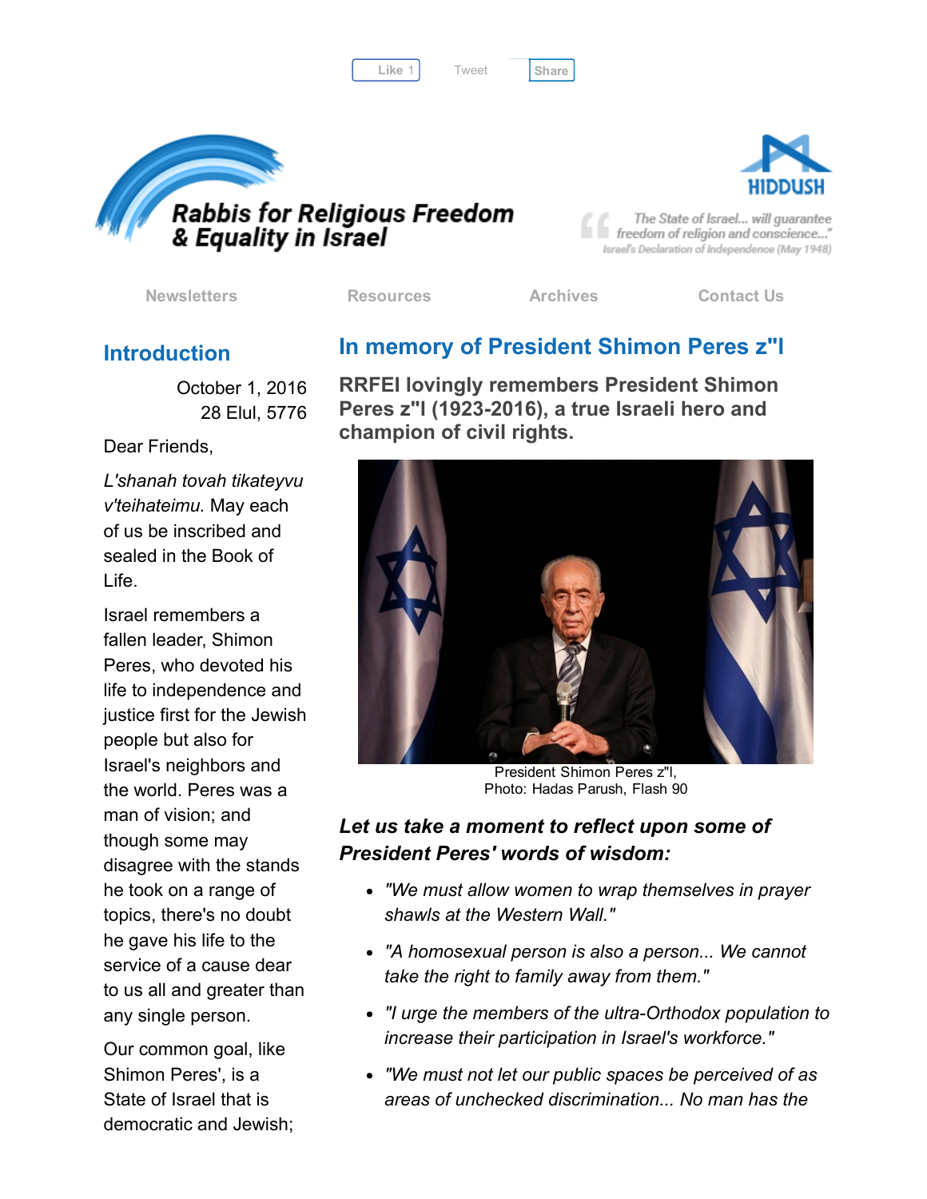Like 1 Tweet Share

# Rabbis for Religious Freedom & Equality in Israel

HIDDUSH

"The State of Israel... will guarantee freedom of religion and conscience..."
Israel's Declaration of Independence (May 1948)

Newsletters | Resources | Archives | Contact Us

## Introduction

October 1, 2016
28 Elul, 5776

Dear Friends,

*L'shanah tovah tikateyvu v'teihateimu.* May each of us be inscribed and sealed in the Book of Life.

Israel remembers a fallen leader, Shimon Peres, who devoted his life to independence and justice first for the Jewish people but also for Israel's neighbors and the world. Peres was a man of vision; and though some may disagree with the stands he took on a range of topics, there's no doubt he gave his life to the service of a cause dear to us all and greater than any single person.

Our common goal, like Shimon Peres', is a State of Israel that is democratic and Jewish;

## In memory of President Shimon Peres z"l

**RRFEI lovingly remembers President Shimon Peres z"l (1923-2016), a true Israeli hero and champion of civil rights.**

President Shimon Peres z"l,
Photo: Hadas Parush, Flash 90

***Let us take a moment to reflect upon some of President Peres' words of wisdom:***

- *"We must allow women to wrap themselves in prayer shawls at the Western Wall."*
- *"A homosexual person is also a person... We cannot take the right to family away from them."*
- *"I urge the members of the ultra-Orthodox population to increase their participation in Israel's workforce."*
- *"We must not let our public spaces be perceived of as areas of unchecked discrimination... No man has the*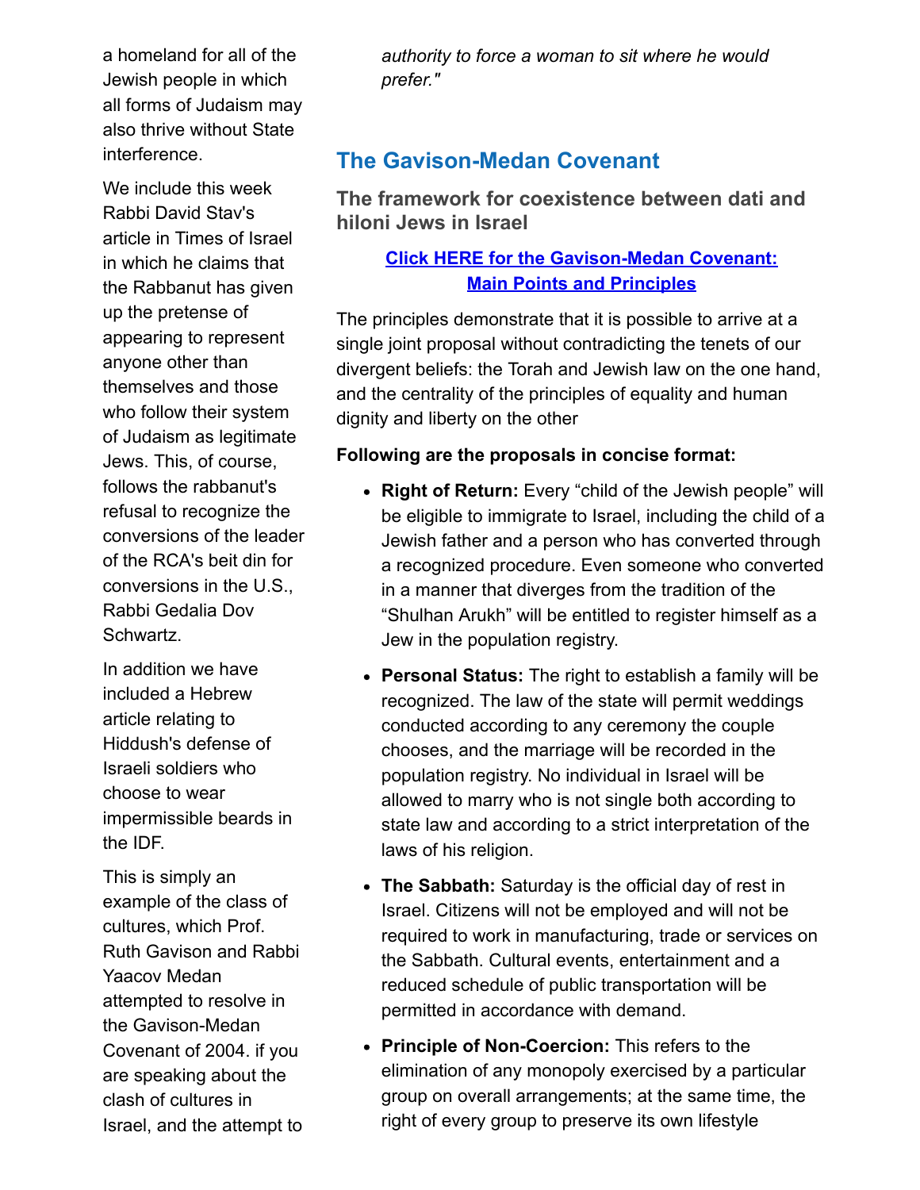a homeland for all of the Jewish people in which all forms of Judaism may also thrive without State interference.

We include this week Rabbi David Stav's article in Times of Israel in which he claims that the Rabbanut has given up the pretense of appearing to represent anyone other than themselves and those who follow their system of Judaism as legitimate Jews. This, of course, follows the rabbanut's refusal to recognize the conversions of the leader of the RCA's beit din for conversions in the U.S., Rabbi Gedalia Dov Schwartz.

In addition we have included a Hebrew article relating to Hiddush's defense of Israeli soldiers who choose to wear impermissible beards in the IDF.

This is simply an example of the class of cultures, which Prof. Ruth Gavison and Rabbi Yaacov Medan attempted to resolve in the Gavison-Medan Covenant of 2004. if you are speaking about the clash of cultures in Israel, and the attempt to

*authority to force a woman to sit where he would prefer."*

## The Gavison-Medan Covenant

### The framework for coexistence between dati and hiloni Jews in Israel

[Click HERE for the Gavison-Medan Covenant: Main Points and Principles]

The principles demonstrate that it is possible to arrive at a single joint proposal without contradicting the tenets of our divergent beliefs: the Torah and Jewish law on the one hand, and the centrality of the principles of equality and human dignity and liberty on the other

**Following are the proposals in concise format:**

- **Right of Return:** Every "child of the Jewish people" will be eligible to immigrate to Israel, including the child of a Jewish father and a person who has converted through a recognized procedure. Even someone who converted in a manner that diverges from the tradition of the "Shulhan Arukh" will be entitled to register himself as a Jew in the population registry.
- **Personal Status:** The right to establish a family will be recognized. The law of the state will permit weddings conducted according to any ceremony the couple chooses, and the marriage will be recorded in the population registry. No individual in Israel will be allowed to marry who is not single both according to state law and according to a strict interpretation of the laws of his religion.
- **The Sabbath:** Saturday is the official day of rest in Israel. Citizens will not be employed and will not be required to work in manufacturing, trade or services on the Sabbath. Cultural events, entertainment and a reduced schedule of public transportation will be permitted in accordance with demand.
- **Principle of Non-Coercion:** This refers to the elimination of any monopoly exercised by a particular group on overall arrangements; at the same time, the right of every group to preserve its own lifestyle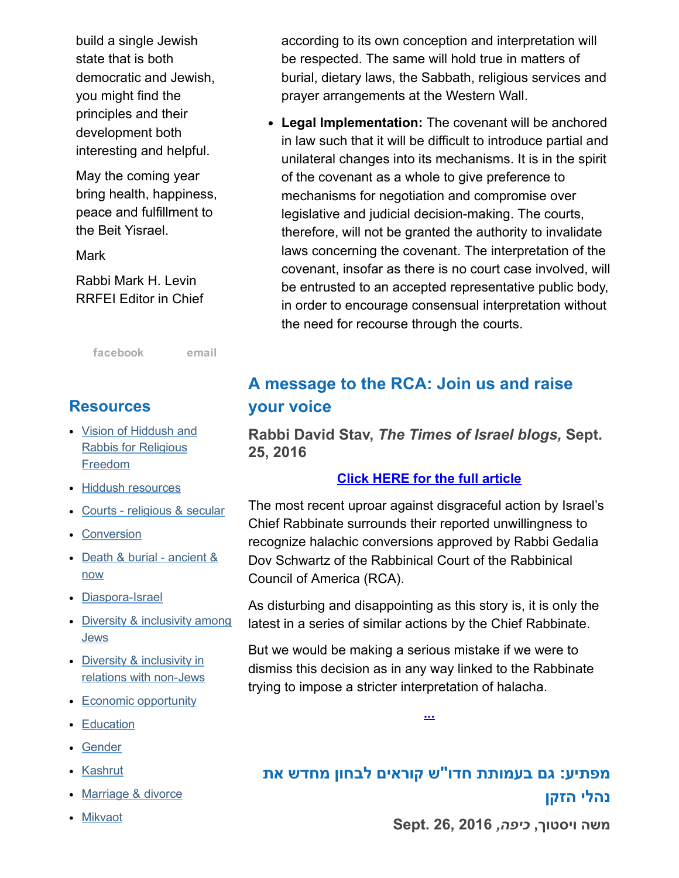build a single Jewish state that is both democratic and Jewish, you might find the principles and their development both interesting and helpful.

May the coming year bring health, happiness, peace and fulfillment to the Beit Yisrael.

Mark

Rabbi Mark H. Levin
RRFEI Editor in Chief

facebook email

## Resources

- Vision of Hiddush and Rabbis for Religious Freedom
- Hiddush resources
- Courts - religious & secular
- Conversion
- Death & burial - ancient & now
- Diaspora-Israel
- Diversity & inclusivity among Jews
- Diversity & inclusivity in relations with non-Jews
- Economic opportunity
- Education
- Gender
- Kashrut
- Marriage & divorce
- Mikvaot

according to its own conception and interpretation will be respected. The same will hold true in matters of burial, dietary laws, the Sabbath, religious services and prayer arrangements at the Western Wall.

- **Legal Implementation:** The covenant will be anchored in law such that it will be difficult to introduce partial and unilateral changes into its mechanisms. It is in the spirit of the covenant as a whole to give preference to mechanisms for negotiation and compromise over legislative and judicial decision-making. The courts, therefore, will not be granted the authority to invalidate laws concerning the covenant. The interpretation of the covenant, insofar as there is no court case involved, will be entrusted to an accepted representative public body, in order to encourage consensual interpretation without the need for recourse through the courts.

## A message to the RCA: Join us and raise your voice

**Rabbi David Stav, *The Times of Israel blogs,* Sept. 25, 2016**

**Click HERE for the full article**

The most recent uproar against disgraceful action by Israel's Chief Rabbinate surrounds their reported unwillingness to recognize halachic conversions approved by Rabbi Gedalia Dov Schwartz of the Rabbinical Court of the Rabbinical Council of America (RCA).

As disturbing and disappointing as this story is, it is only the latest in a series of similar actions by the Chief Rabbinate.

But we would be making a serious mistake if we were to dismiss this decision as in any way linked to the Rabbinate trying to impose a stricter interpretation of halacha.

...

## מפתיע: גם בעמותת חדו"ש קוראים לבחון מחדש את נהלי הזקן

**משה ויסטוך, *כיפה,* Sept. 26, 2016**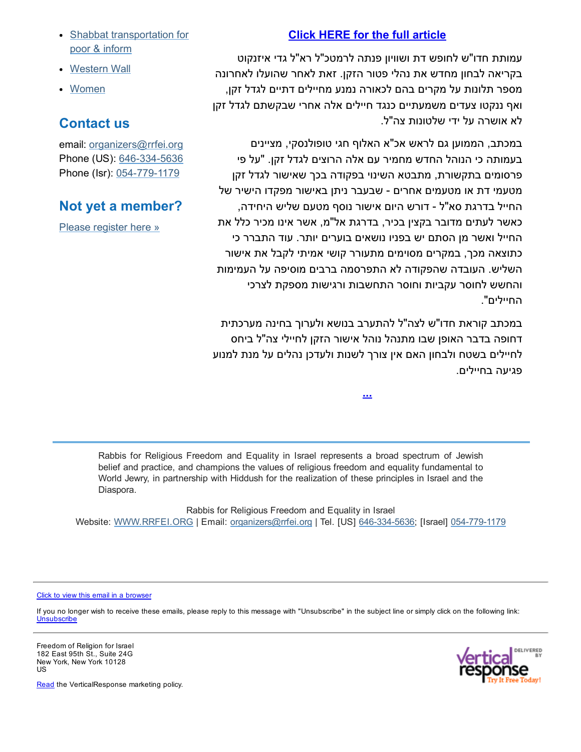[Click HERE for the full article]

עמותת חדו"ש לחופש דת ושוויון פנתה לרמטכ"ל רא"ל גדי איזנקוט בקריאה לבחון מחדש את נהלי פטור הזקן. זאת לאחר שהועלו לאחרונה מספר תלונות על מקרים בהם לכאורה נמנע מחיילים דתיים לגדל זקן, ואף ננקטו צעדים משמעתיים כנגד חיילים אלה אחרי שבקשתם לגדל זקן לא אושרה על ידי שלטונות צה"ל.

במכתב, הממוען גם לראש אכ"א האלוף חגי טופולנסקי, מציינים בעמותה כי הנוהל החדש מחמיר עם אלה הרוצים לגדל זקן. "על פי פרסומים בתקשורת, מתבטא השינוי בפקודה בכך שאישור לגדל זקן מטעמי דת או מטעמים אחרים - שבעבר ניתן באישור מפקדו הישיר של החייל בדרגת סא"ל - דורש היום אישור נוסף מטעם שליש היחידה, כאשר לעתים מדובר בקצין בכיר, בדרגת אל"מ, אשר אינו מכיר כלל את החייל ואשר מן הסתם יש בפניו נושאים בוערים יותר. עוד התברר כי כתוצאה מכך, במקרים מסוימים מתעורר קושי אמיתי לקבל את אישור השליש. העובדה שהפקודה לא התפרסמה ברבים מוסיפה על העמימות והחשש לחוסר עקביות וחוסר התחשבות ורגישות מספקת לצרכי החיילים".

במכתב קוראת חדו"ש לצה"ל להתערב בנושא ולערוך בחינה מערכתית דחופה בדבר האופן שבו מתנהל נוהל אישור הזקן לחיילי צה"ל ביחס לחיילים בשטח ולבחון האם אין צורך לשנות ולעדכן נהלים על מנת למנוע פגיעה בחיילים.

...

- Shabbat transportation for poor & inform
- Western Wall
- Women

## Contact us

email: organizers@rrfei.org
Phone (US): 646-334-5636
Phone (Isr): 054-779-1179

## Not yet a member?

Please register here »

---

Rabbis for Religious Freedom and Equality in Israel represents a broad spectrum of Jewish belief and practice, and champions the values of religious freedom and equality fundamental to World Jewry, in partnership with Hiddush for the realization of these principles in Israel and the Diaspora.

Rabbis for Religious Freedom and Equality in Israel
Website: WWW.RRFEI.ORG | Email: organizers@rrfei.org | Tel. [US] 646-334-5636; [Israel] 054-779-1179

---

Click to view this email in a browser

If you no longer wish to receive these emails, please reply to this message with "Unsubscribe" in the subject line or simply click on the following link: Unsubscribe

---

Freedom of Religion for Israel
182 East 95th St., Suite 24G
New York, New York 10128
US

Read the VerticalResponse marketing policy.

Vertical response DELIVERED BY Try It Free Today!